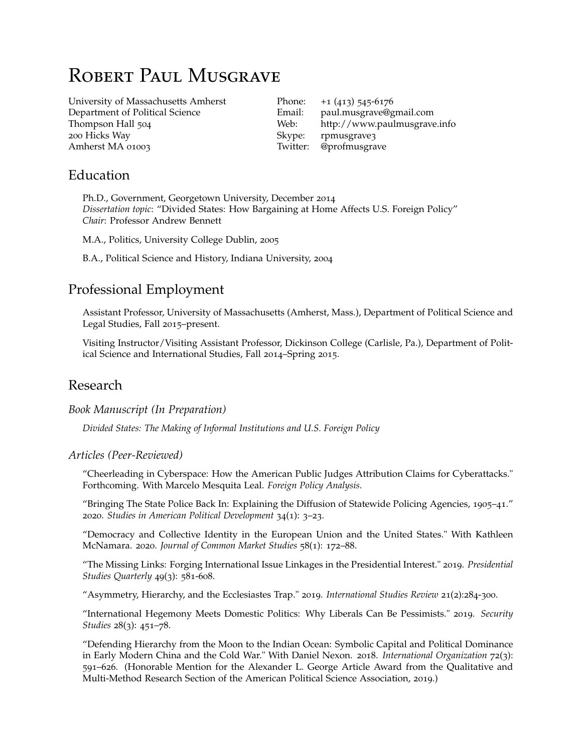# Robert Paul Musgrave

University of Massachusetts Amherst
Department of Political Science
Thompson Hall 504
200 Hicks Way
Amherst MA 01003

Phone: +1 (413) 545-6176
Email: paul.musgrave@gmail.com
Web: http://www.paulmusgrave.info
Skype: rpmusgrave3
Twitter: @profmusgrave

## Education

Ph.D., Government, Georgetown University, December 2014
*Dissertation topic*: "Divided States: How Bargaining at Home Affects U.S. Foreign Policy"
*Chair*: Professor Andrew Bennett

M.A., Politics, University College Dublin, 2005

B.A., Political Science and History, Indiana University, 2004

## Professional Employment

Assistant Professor, University of Massachusetts (Amherst, Mass.), Department of Political Science and Legal Studies, Fall 2015–present.

Visiting Instructor/Visiting Assistant Professor, Dickinson College (Carlisle, Pa.), Department of Political Science and International Studies, Fall 2014–Spring 2015.

## Research

### *Book Manuscript (In Preparation)*

*Divided States: The Making of Informal Institutions and U.S. Foreign Policy*

### *Articles (Peer-Reviewed)*

"Cheerleading in Cyberspace: How the American Public Judges Attribution Claims for Cyberattacks." Forthcoming. With Marcelo Mesquita Leal. *Foreign Policy Analysis*.

"Bringing The State Police Back In: Explaining the Diffusion of Statewide Policing Agencies, 1905–41." 2020. *Studies in American Political Development* 34(1): 3–23.

"Democracy and Collective Identity in the European Union and the United States." With Kathleen McNamara. 2020. *Journal of Common Market Studies* 58(1): 172–88.

"The Missing Links: Forging International Issue Linkages in the Presidential Interest." 2019. *Presidential Studies Quarterly* 49(3): 581-608.

"Asymmetry, Hierarchy, and the Ecclesiastes Trap." 2019. *International Studies Review* 21(2):284-300.

"International Hegemony Meets Domestic Politics: Why Liberals Can Be Pessimists." 2019. *Security Studies* 28(3): 451–78.

"Defending Hierarchy from the Moon to the Indian Ocean: Symbolic Capital and Political Dominance in Early Modern China and the Cold War." With Daniel Nexon. 2018. *International Organization* 72(3): 591–626. (Honorable Mention for the Alexander L. George Article Award from the Qualitative and Multi-Method Research Section of the American Political Science Association, 2019.)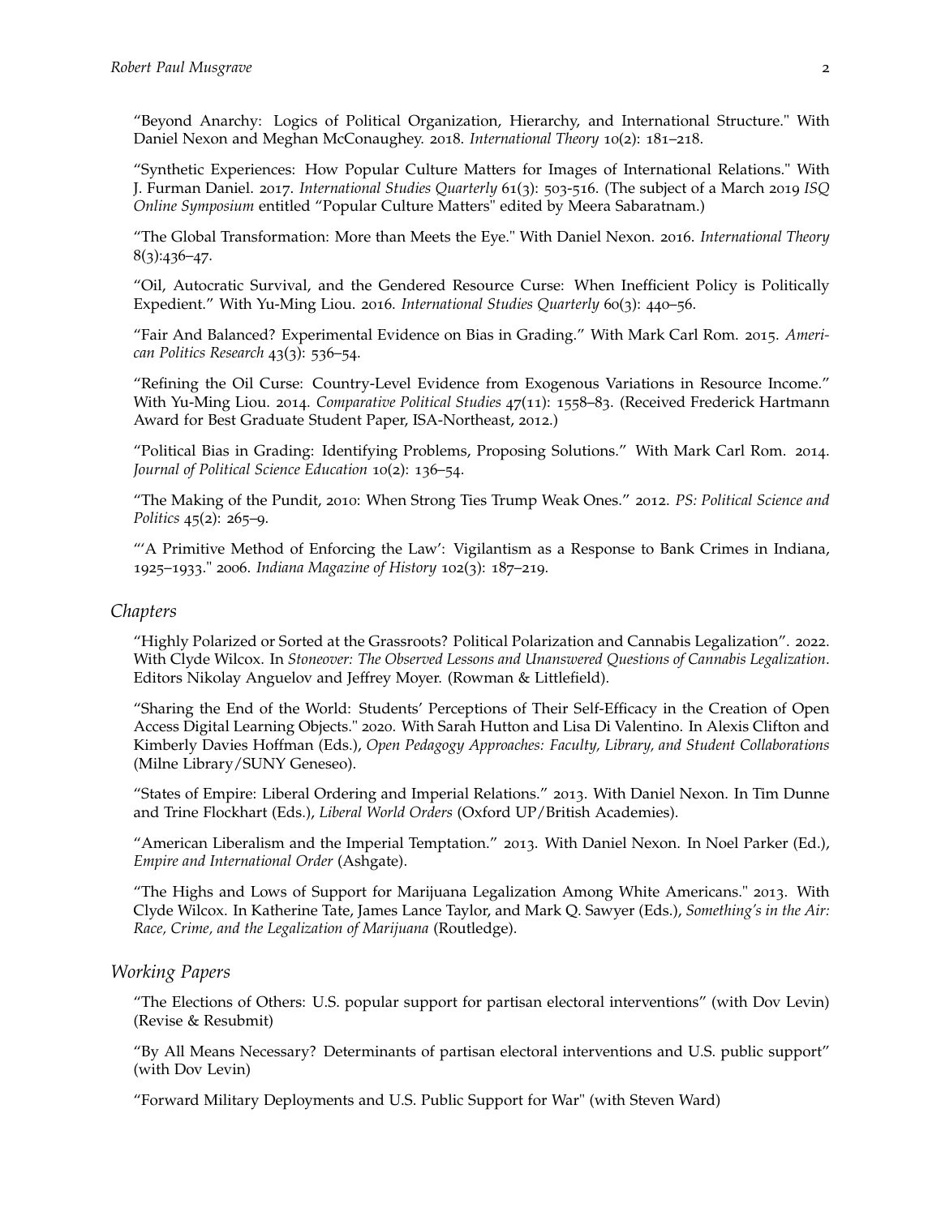"Beyond Anarchy: Logics of Political Organization, Hierarchy, and International Structure." With Daniel Nexon and Meghan McConaughey. 2018. *International Theory* 10(2): 181–218.

"Synthetic Experiences: How Popular Culture Matters for Images of International Relations." With J. Furman Daniel. 2017. *International Studies Quarterly* 61(3): 503-516. (The subject of a March 2019 *ISQ Online Symposium* entitled "Popular Culture Matters" edited by Meera Sabaratnam.)

"The Global Transformation: More than Meets the Eye." With Daniel Nexon. 2016. *International Theory* 8(3):436–47.

"Oil, Autocratic Survival, and the Gendered Resource Curse: When Inefficient Policy is Politically Expedient." With Yu-Ming Liou. 2016. *International Studies Quarterly* 60(3): 440–56.

"Fair And Balanced? Experimental Evidence on Bias in Grading." With Mark Carl Rom. 2015. *American Politics Research* 43(3): 536–54.

"Refining the Oil Curse: Country-Level Evidence from Exogenous Variations in Resource Income." With Yu-Ming Liou. 2014. *Comparative Political Studies* 47(11): 1558–83. (Received Frederick Hartmann Award for Best Graduate Student Paper, ISA-Northeast, 2012.)

"Political Bias in Grading: Identifying Problems, Proposing Solutions." With Mark Carl Rom. 2014. *Journal of Political Science Education* 10(2): 136–54.

"The Making of the Pundit, 2010: When Strong Ties Trump Weak Ones." 2012. *PS: Political Science and Politics* 45(2): 265–9.

"'A Primitive Method of Enforcing the Law': Vigilantism as a Response to Bank Crimes in Indiana, 1925–1933." 2006. *Indiana Magazine of History* 102(3): 187–219.

## Chapters

"Highly Polarized or Sorted at the Grassroots? Political Polarization and Cannabis Legalization". 2022. With Clyde Wilcox. In *Stoneover: The Observed Lessons and Unanswered Questions of Cannabis Legalization*. Editors Nikolay Anguelov and Jeffrey Moyer. (Rowman & Littlefield).

"Sharing the End of the World: Students' Perceptions of Their Self-Efficacy in the Creation of Open Access Digital Learning Objects." 2020. With Sarah Hutton and Lisa Di Valentino. In Alexis Clifton and Kimberly Davies Hoffman (Eds.), *Open Pedagogy Approaches: Faculty, Library, and Student Collaborations* (Milne Library/SUNY Geneseo).

"States of Empire: Liberal Ordering and Imperial Relations." 2013. With Daniel Nexon. In Tim Dunne and Trine Flockhart (Eds.), *Liberal World Orders* (Oxford UP/British Academies).

"American Liberalism and the Imperial Temptation." 2013. With Daniel Nexon. In Noel Parker (Ed.), *Empire and International Order* (Ashgate).

"The Highs and Lows of Support for Marijuana Legalization Among White Americans." 2013. With Clyde Wilcox. In Katherine Tate, James Lance Taylor, and Mark Q. Sawyer (Eds.), *Something's in the Air: Race, Crime, and the Legalization of Marijuana* (Routledge).

## Working Papers

"The Elections of Others: U.S. popular support for partisan electoral interventions" (with Dov Levin) (Revise & Resubmit)

"By All Means Necessary? Determinants of partisan electoral interventions and U.S. public support" (with Dov Levin)

"Forward Military Deployments and U.S. Public Support for War" (with Steven Ward)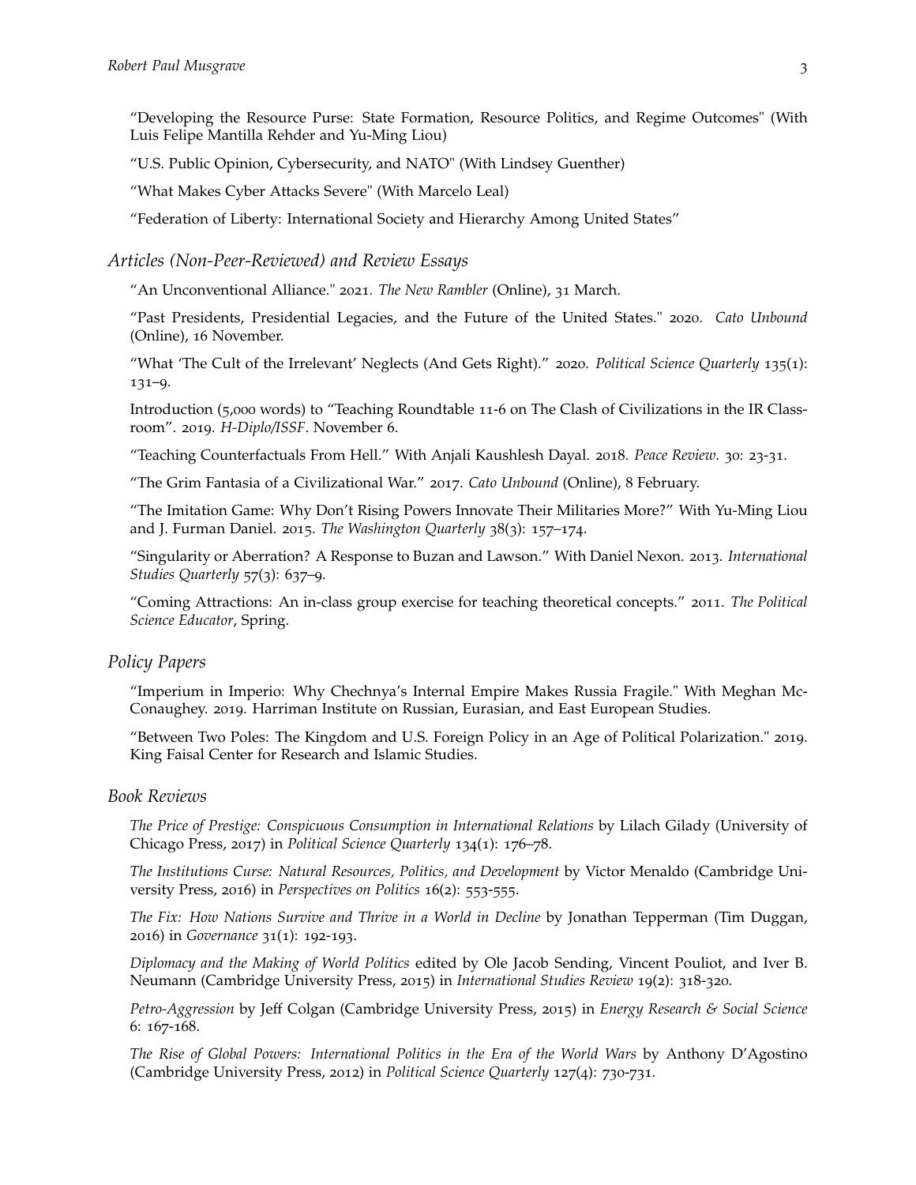"Developing the Resource Purse: State Formation, Resource Politics, and Regime Outcomes" (With Luis Felipe Mantilla Rehder and Yu-Ming Liou)

"U.S. Public Opinion, Cybersecurity, and NATO" (With Lindsey Guenther)

"What Makes Cyber Attacks Severe" (With Marcelo Leal)

"Federation of Liberty: International Society and Hierarchy Among United States"

### *Articles (Non-Peer-Reviewed) and Review Essays*

"An Unconventional Alliance." 2021. *The New Rambler* (Online), 31 March.

"Past Presidents, Presidential Legacies, and the Future of the United States." 2020. *Cato Unbound* (Online), 16 November.

"What 'The Cult of the Irrelevant' Neglects (And Gets Right)." 2020. *Political Science Quarterly* 135(1): 131–9.

Introduction (5,000 words) to "Teaching Roundtable 11-6 on The Clash of Civilizations in the IR Classroom". 2019. *H-Diplo/ISSF*. November 6.

"Teaching Counterfactuals From Hell." With Anjali Kaushlesh Dayal. 2018. *Peace Review*. 30: 23-31.

"The Grim Fantasia of a Civilizational War." 2017. *Cato Unbound* (Online), 8 February.

"The Imitation Game: Why Don't Rising Powers Innovate Their Militaries More?" With Yu-Ming Liou and J. Furman Daniel. 2015. *The Washington Quarterly* 38(3): 157–174.

"Singularity or Aberration? A Response to Buzan and Lawson." With Daniel Nexon. 2013. *International Studies Quarterly* 57(3): 637–9.

"Coming Attractions: An in-class group exercise for teaching theoretical concepts." 2011. *The Political Science Educator*, Spring.

### *Policy Papers*

"Imperium in Imperio: Why Chechnya's Internal Empire Makes Russia Fragile." With Meghan McConaughey. 2019. Harriman Institute on Russian, Eurasian, and East European Studies.

"Between Two Poles: The Kingdom and U.S. Foreign Policy in an Age of Political Polarization." 2019. King Faisal Center for Research and Islamic Studies.

### *Book Reviews*

*The Price of Prestige: Conspicuous Consumption in International Relations* by Lilach Gilady (University of Chicago Press, 2017) in *Political Science Quarterly* 134(1): 176–78.

*The Institutions Curse: Natural Resources, Politics, and Development* by Victor Menaldo (Cambridge University Press, 2016) in *Perspectives on Politics* 16(2): 553-555.

*The Fix: How Nations Survive and Thrive in a World in Decline* by Jonathan Tepperman (Tim Duggan, 2016) in *Governance* 31(1): 192-193.

*Diplomacy and the Making of World Politics* edited by Ole Jacob Sending, Vincent Pouliot, and Iver B. Neumann (Cambridge University Press, 2015) in *International Studies Review* 19(2): 318-320.

*Petro-Aggression* by Jeff Colgan (Cambridge University Press, 2015) in *Energy Research & Social Science* 6: 167-168.

*The Rise of Global Powers: International Politics in the Era of the World Wars* by Anthony D'Agostino (Cambridge University Press, 2012) in *Political Science Quarterly* 127(4): 730-731.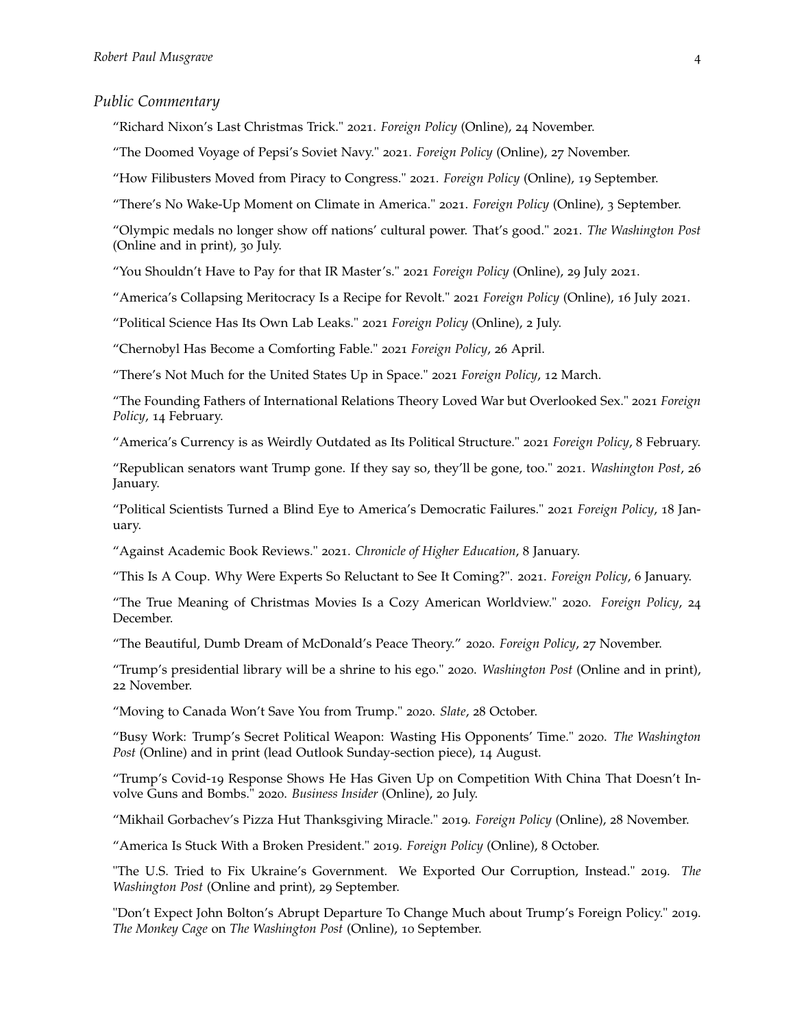## *Public Commentary*

"Richard Nixon's Last Christmas Trick." 2021. *Foreign Policy* (Online), 24 November.

"The Doomed Voyage of Pepsi's Soviet Navy." 2021. *Foreign Policy* (Online), 27 November.

"How Filibusters Moved from Piracy to Congress." 2021. *Foreign Policy* (Online), 19 September.

"There's No Wake-Up Moment on Climate in America." 2021. *Foreign Policy* (Online), 3 September.

"Olympic medals no longer show off nations' cultural power. That's good." 2021. *The Washington Post* (Online and in print), 30 July.

"You Shouldn't Have to Pay for that IR Master's." 2021 *Foreign Policy* (Online), 29 July 2021.

"America's Collapsing Meritocracy Is a Recipe for Revolt." 2021 *Foreign Policy* (Online), 16 July 2021.

"Political Science Has Its Own Lab Leaks." 2021 *Foreign Policy* (Online), 2 July.

"Chernobyl Has Become a Comforting Fable." 2021 *Foreign Policy*, 26 April.

"There's Not Much for the United States Up in Space." 2021 *Foreign Policy*, 12 March.

"The Founding Fathers of International Relations Theory Loved War but Overlooked Sex." 2021 *Foreign Policy*, 14 February.

"America's Currency is as Weirdly Outdated as Its Political Structure." 2021 *Foreign Policy*, 8 February.

"Republican senators want Trump gone. If they say so, they'll be gone, too." 2021. *Washington Post*, 26 January.

"Political Scientists Turned a Blind Eye to America's Democratic Failures." 2021 *Foreign Policy*, 18 January.

"Against Academic Book Reviews." 2021. *Chronicle of Higher Education*, 8 January.

"This Is A Coup. Why Were Experts So Reluctant to See It Coming?". 2021. *Foreign Policy*, 6 January.

"The True Meaning of Christmas Movies Is a Cozy American Worldview." 2020. *Foreign Policy*, 24 December.

"The Beautiful, Dumb Dream of McDonald's Peace Theory." 2020. *Foreign Policy*, 27 November.

"Trump's presidential library will be a shrine to his ego." 2020. *Washington Post* (Online and in print), 22 November.

"Moving to Canada Won't Save You from Trump." 2020. *Slate*, 28 October.

"Busy Work: Trump's Secret Political Weapon: Wasting His Opponents' Time." 2020. *The Washington Post* (Online) and in print (lead Outlook Sunday-section piece), 14 August.

"Trump's Covid-19 Response Shows He Has Given Up on Competition With China That Doesn't Involve Guns and Bombs." 2020. *Business Insider* (Online), 20 July.

"Mikhail Gorbachev's Pizza Hut Thanksgiving Miracle." 2019. *Foreign Policy* (Online), 28 November.

"America Is Stuck With a Broken President." 2019. *Foreign Policy* (Online), 8 October.

"The U.S. Tried to Fix Ukraine's Government. We Exported Our Corruption, Instead." 2019. *The Washington Post* (Online and print), 29 September.

"Don't Expect John Bolton's Abrupt Departure To Change Much about Trump's Foreign Policy." 2019. *The Monkey Cage* on *The Washington Post* (Online), 10 September.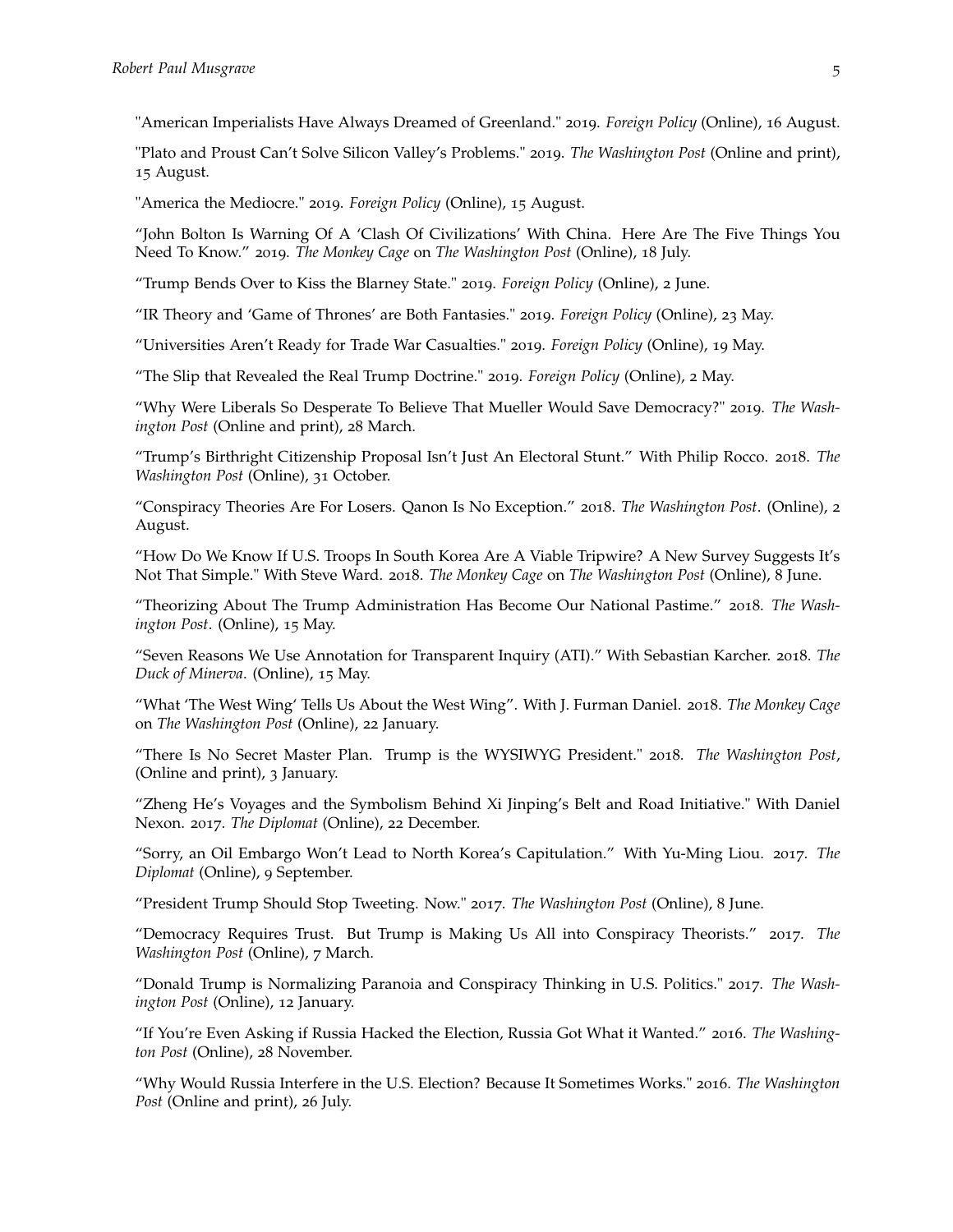"American Imperialists Have Always Dreamed of Greenland." 2019. *Foreign Policy* (Online), 16 August.

"Plato and Proust Can't Solve Silicon Valley's Problems." 2019. *The Washington Post* (Online and print), 15 August.

"America the Mediocre." 2019. *Foreign Policy* (Online), 15 August.

"John Bolton Is Warning Of A 'Clash Of Civilizations' With China. Here Are The Five Things You Need To Know." 2019. *The Monkey Cage* on *The Washington Post* (Online), 18 July.

"Trump Bends Over to Kiss the Blarney State." 2019. *Foreign Policy* (Online), 2 June.

"IR Theory and 'Game of Thrones' are Both Fantasies." 2019. *Foreign Policy* (Online), 23 May.

"Universities Aren't Ready for Trade War Casualties." 2019. *Foreign Policy* (Online), 19 May.

"The Slip that Revealed the Real Trump Doctrine." 2019. *Foreign Policy* (Online), 2 May.

"Why Were Liberals So Desperate To Believe That Mueller Would Save Democracy?" 2019. *The Washington Post* (Online and print), 28 March.

"Trump's Birthright Citizenship Proposal Isn't Just An Electoral Stunt." With Philip Rocco. 2018. *The Washington Post* (Online), 31 October.

"Conspiracy Theories Are For Losers. Qanon Is No Exception." 2018. *The Washington Post*. (Online), 2 August.

"How Do We Know If U.S. Troops In South Korea Are A Viable Tripwire? A New Survey Suggests It's Not That Simple." With Steve Ward. 2018. *The Monkey Cage* on *The Washington Post* (Online), 8 June.

"Theorizing About The Trump Administration Has Become Our National Pastime." 2018. *The Washington Post*. (Online), 15 May.

"Seven Reasons We Use Annotation for Transparent Inquiry (ATI)." With Sebastian Karcher. 2018. *The Duck of Minerva*. (Online), 15 May.

"What 'The West Wing' Tells Us About the West Wing". With J. Furman Daniel. 2018. *The Monkey Cage* on *The Washington Post* (Online), 22 January.

"There Is No Secret Master Plan. Trump is the WYSIWYG President." 2018. *The Washington Post*, (Online and print), 3 January.

"Zheng He's Voyages and the Symbolism Behind Xi Jinping's Belt and Road Initiative." With Daniel Nexon. 2017. *The Diplomat* (Online), 22 December.

"Sorry, an Oil Embargo Won't Lead to North Korea's Capitulation." With Yu-Ming Liou. 2017. *The Diplomat* (Online), 9 September.

"President Trump Should Stop Tweeting. Now." 2017. *The Washington Post* (Online), 8 June.

"Democracy Requires Trust. But Trump is Making Us All into Conspiracy Theorists." 2017. *The Washington Post* (Online), 7 March.

"Donald Trump is Normalizing Paranoia and Conspiracy Thinking in U.S. Politics." 2017. *The Washington Post* (Online), 12 January.

"If You're Even Asking if Russia Hacked the Election, Russia Got What it Wanted." 2016. *The Washington Post* (Online), 28 November.

"Why Would Russia Interfere in the U.S. Election? Because It Sometimes Works." 2016. *The Washington Post* (Online and print), 26 July.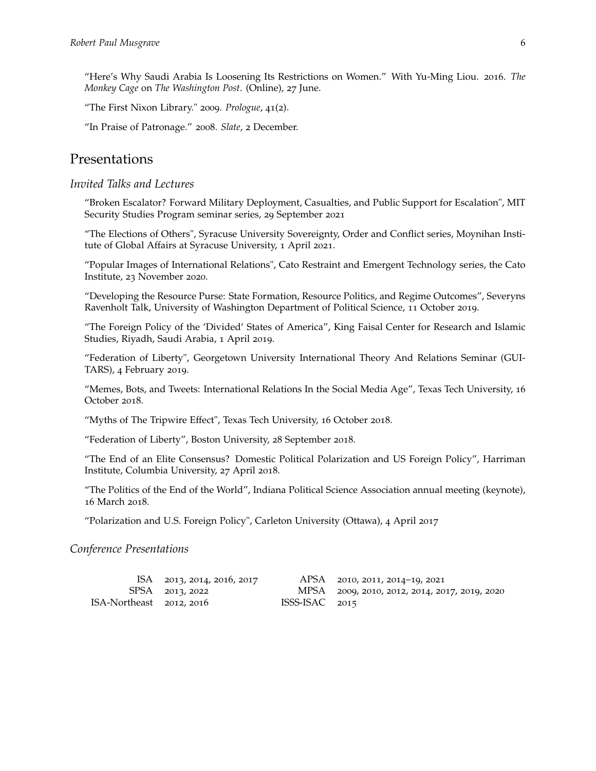"Here's Why Saudi Arabia Is Loosening Its Restrictions on Women." With Yu-Ming Liou. 2016. *The Monkey Cage* on *The Washington Post*. (Online), 27 June.

"The First Nixon Library." 2009. *Prologue*, 41(2).

"In Praise of Patronage." 2008. *Slate*, 2 December.

## Presentations

### *Invited Talks and Lectures*

"Broken Escalator? Forward Military Deployment, Casualties, and Public Support for Escalation", MIT Security Studies Program seminar series, 29 September 2021

"The Elections of Others", Syracuse University Sovereignty, Order and Conflict series, Moynihan Institute of Global Affairs at Syracuse University, 1 April 2021.

"Popular Images of International Relations", Cato Restraint and Emergent Technology series, the Cato Institute, 23 November 2020.

"Developing the Resource Purse: State Formation, Resource Politics, and Regime Outcomes", Severyns Ravenholt Talk, University of Washington Department of Political Science, 11 October 2019.

"The Foreign Policy of the 'Divided' States of America", King Faisal Center for Research and Islamic Studies, Riyadh, Saudi Arabia, 1 April 2019.

"Federation of Liberty", Georgetown University International Theory And Relations Seminar (GUITARS), 4 February 2019.

"Memes, Bots, and Tweets: International Relations In the Social Media Age", Texas Tech University, 16 October 2018.

"Myths of The Tripwire Effect", Texas Tech University, 16 October 2018.

"Federation of Liberty", Boston University, 28 September 2018.

"The End of an Elite Consensus? Domestic Political Polarization and US Foreign Policy", Harriman Institute, Columbia University, 27 April 2018.

"The Politics of the End of the World", Indiana Political Science Association annual meeting (keynote), 16 March 2018.

"Polarization and U.S. Foreign Policy", Carleton University (Ottawa), 4 April 2017

### *Conference Presentations*

| | | | |
|---|---|---|---|
| ISA | 2013, 2014, 2016, 2017 | APSA | 2010, 2011, 2014–19, 2021 |
| SPSA | 2013, 2022 | MPSA | 2009, 2010, 2012, 2014, 2017, 2019, 2020 |
| ISA-Northeast | 2012, 2016 | ISSS-ISAC | 2015 |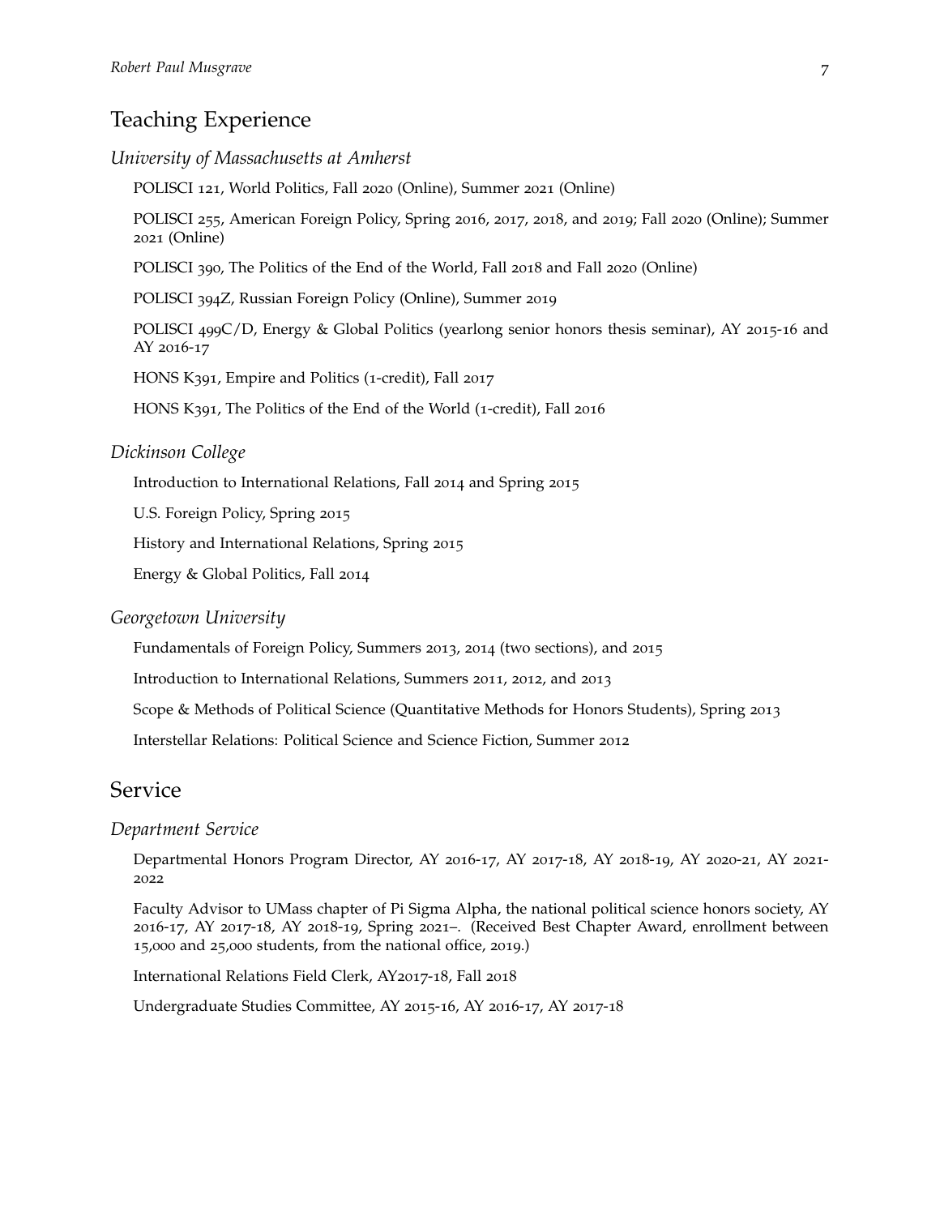## Teaching Experience

### *University of Massachusetts at Amherst*

POLISCI 121, World Politics, Fall 2020 (Online), Summer 2021 (Online)

POLISCI 255, American Foreign Policy, Spring 2016, 2017, 2018, and 2019; Fall 2020 (Online); Summer 2021 (Online)

POLISCI 390, The Politics of the End of the World, Fall 2018 and Fall 2020 (Online)

POLISCI 394Z, Russian Foreign Policy (Online), Summer 2019

POLISCI 499C/D, Energy & Global Politics (yearlong senior honors thesis seminar), AY 2015-16 and AY 2016-17

HONS K391, Empire and Politics (1-credit), Fall 2017

HONS K391, The Politics of the End of the World (1-credit), Fall 2016

### *Dickinson College*

Introduction to International Relations, Fall 2014 and Spring 2015

U.S. Foreign Policy, Spring 2015

History and International Relations, Spring 2015

Energy & Global Politics, Fall 2014

### *Georgetown University*

Fundamentals of Foreign Policy, Summers 2013, 2014 (two sections), and 2015

Introduction to International Relations, Summers 2011, 2012, and 2013

Scope & Methods of Political Science (Quantitative Methods for Honors Students), Spring 2013

Interstellar Relations: Political Science and Science Fiction, Summer 2012

## Service

### *Department Service*

Departmental Honors Program Director, AY 2016-17, AY 2017-18, AY 2018-19, AY 2020-21, AY 2021-2022

Faculty Advisor to UMass chapter of Pi Sigma Alpha, the national political science honors society, AY 2016-17, AY 2017-18, AY 2018-19, Spring 2021–. (Received Best Chapter Award, enrollment between 15,000 and 25,000 students, from the national office, 2019.)

International Relations Field Clerk, AY2017-18, Fall 2018

Undergraduate Studies Committee, AY 2015-16, AY 2016-17, AY 2017-18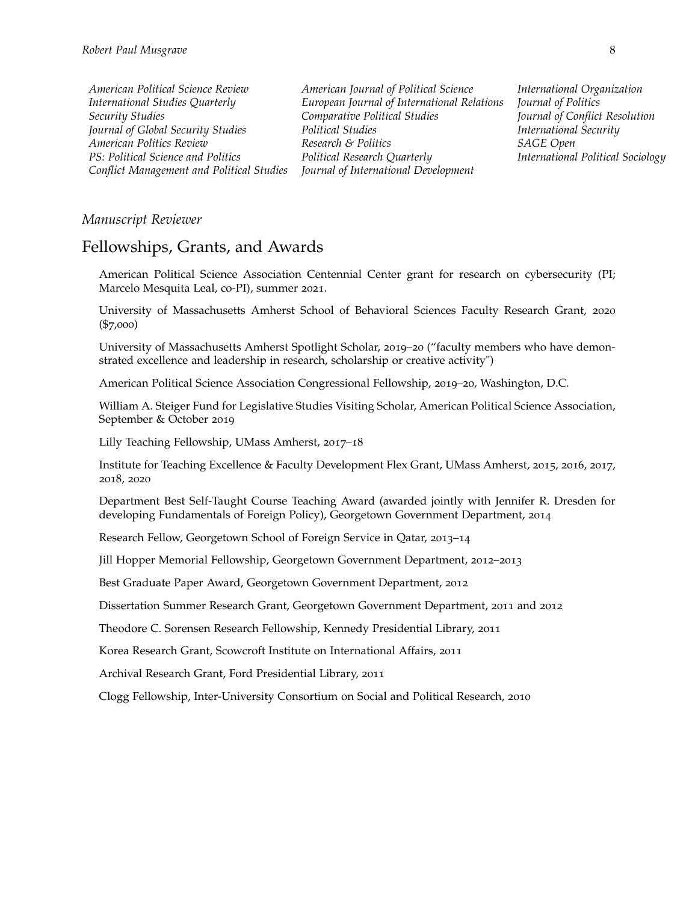*American Political Science Review*
*International Studies Quarterly*
*Security Studies*
*Journal of Global Security Studies*
*American Politics Review*
*PS: Political Science and Politics*
*Conflict Management and Political Studies*
*American Journal of Political Science*
*European Journal of International Relations*
*Comparative Political Studies*
*Political Studies*
*Research & Politics*
*Political Research Quarterly*
*Journal of International Development*
*International Organization*
*Journal of Politics*
*Journal of Conflict Resolution*
*International Security*
*SAGE Open*
*International Political Sociology*

*Manuscript Reviewer*

## Fellowships, Grants, and Awards

American Political Science Association Centennial Center grant for research on cybersecurity (PI; Marcelo Mesquita Leal, co-PI), summer 2021.

University of Massachusetts Amherst School of Behavioral Sciences Faculty Research Grant, 2020 ($7,000)

University of Massachusetts Amherst Spotlight Scholar, 2019–20 ("faculty members who have demonstrated excellence and leadership in research, scholarship or creative activity")

American Political Science Association Congressional Fellowship, 2019–20, Washington, D.C.

William A. Steiger Fund for Legislative Studies Visiting Scholar, American Political Science Association, September & October 2019

Lilly Teaching Fellowship, UMass Amherst, 2017–18

Institute for Teaching Excellence & Faculty Development Flex Grant, UMass Amherst, 2015, 2016, 2017, 2018, 2020

Department Best Self-Taught Course Teaching Award (awarded jointly with Jennifer R. Dresden for developing Fundamentals of Foreign Policy), Georgetown Government Department, 2014

Research Fellow, Georgetown School of Foreign Service in Qatar, 2013–14

Jill Hopper Memorial Fellowship, Georgetown Government Department, 2012–2013

Best Graduate Paper Award, Georgetown Government Department, 2012

Dissertation Summer Research Grant, Georgetown Government Department, 2011 and 2012

Theodore C. Sorensen Research Fellowship, Kennedy Presidential Library, 2011

Korea Research Grant, Scowcroft Institute on International Affairs, 2011

Archival Research Grant, Ford Presidential Library, 2011

Clogg Fellowship, Inter-University Consortium on Social and Political Research, 2010